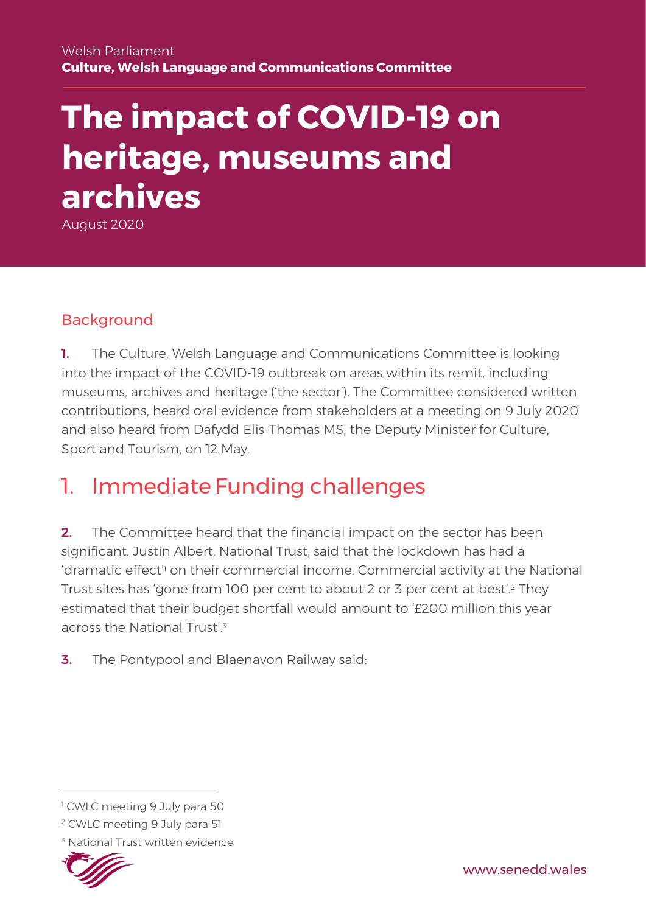Welsh Parliament
**Culture, Welsh Language and Communications Committee**

# The impact of COVID-19 on heritage, museums and archives

August 2020

## Background

**1.** The Culture, Welsh Language and Communications Committee is looking into the impact of the COVID-19 outbreak on areas within its remit, including museums, archives and heritage ('the sector'). The Committee considered written contributions, heard oral evidence from stakeholders at a meeting on 9 July 2020 and also heard from Dafydd Elis-Thomas MS, the Deputy Minister for Culture, Sport and Tourism, on 12 May.

## 1. Immediate Funding challenges

**2.** The Committee heard that the financial impact on the sector has been significant. Justin Albert, National Trust, said that the lockdown has had a 'dramatic effect'[1] on their commercial income. Commercial activity at the National Trust sites has 'gone from 100 per cent to about 2 or 3 per cent at best'.[2] They estimated that their budget shortfall would amount to '£200 million this year across the National Trust'.[3]

**3.** The Pontypool and Blaenavon Railway said:

---

[1] CWLC meeting 9 July para 50

[2] CWLC meeting 9 July para 51

[3] National Trust written evidence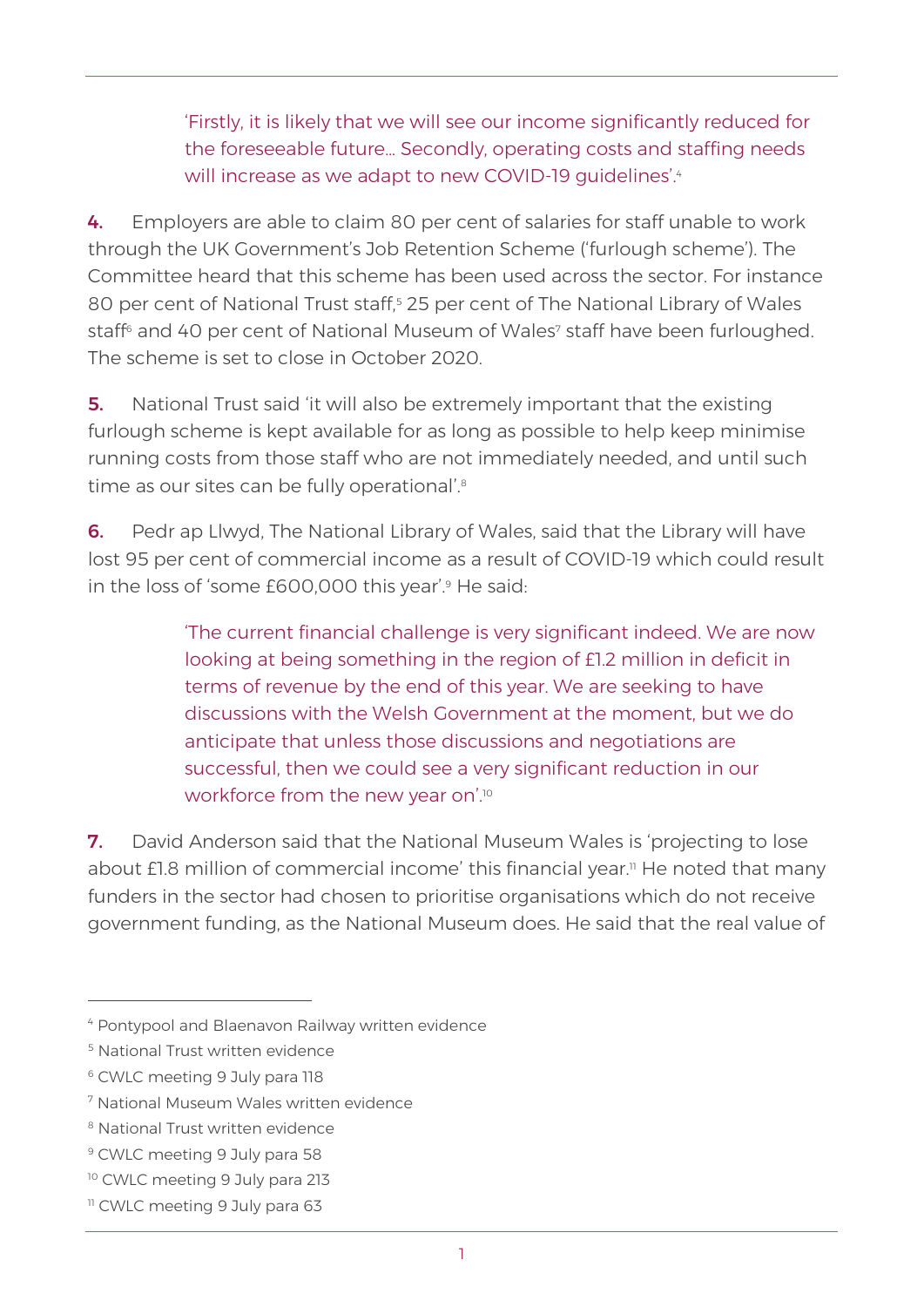> 'Firstly, it is likely that we will see our income significantly reduced for the foreseeable future… Secondly, operating costs and staffing needs will increase as we adapt to new COVID-19 guidelines'.[4]

**4.** Employers are able to claim 80 per cent of salaries for staff unable to work through the UK Government's Job Retention Scheme ('furlough scheme'). The Committee heard that this scheme has been used across the sector. For instance 80 per cent of National Trust staff,[5] 25 per cent of The National Library of Wales staff[6] and 40 per cent of National Museum of Wales[7] staff have been furloughed. The scheme is set to close in October 2020.

**5.** National Trust said 'it will also be extremely important that the existing furlough scheme is kept available for as long as possible to help keep minimise running costs from those staff who are not immediately needed, and until such time as our sites can be fully operational'.[8]

**6.** Pedr ap Llwyd, The National Library of Wales, said that the Library will have lost 95 per cent of commercial income as a result of COVID-19 which could result in the loss of 'some £600,000 this year'.[9] He said:

> 'The current financial challenge is very significant indeed. We are now looking at being something in the region of £1.2 million in deficit in terms of revenue by the end of this year. We are seeking to have discussions with the Welsh Government at the moment, but we do anticipate that unless those discussions and negotiations are successful, then we could see a very significant reduction in our workforce from the new year on'.[10]

**7.** David Anderson said that the National Museum Wales is 'projecting to lose about £1.8 million of commercial income' this financial year.[11] He noted that many funders in the sector had chosen to prioritise organisations which do not receive government funding, as the National Museum does. He said that the real value of

---

[4] Pontypool and Blaenavon Railway written evidence

[5] National Trust written evidence

[6] CWLC meeting 9 July para 118

[7] National Museum Wales written evidence

[8] National Trust written evidence

[9] CWLC meeting 9 July para 58

[10] CWLC meeting 9 July para 213

[11] CWLC meeting 9 July para 63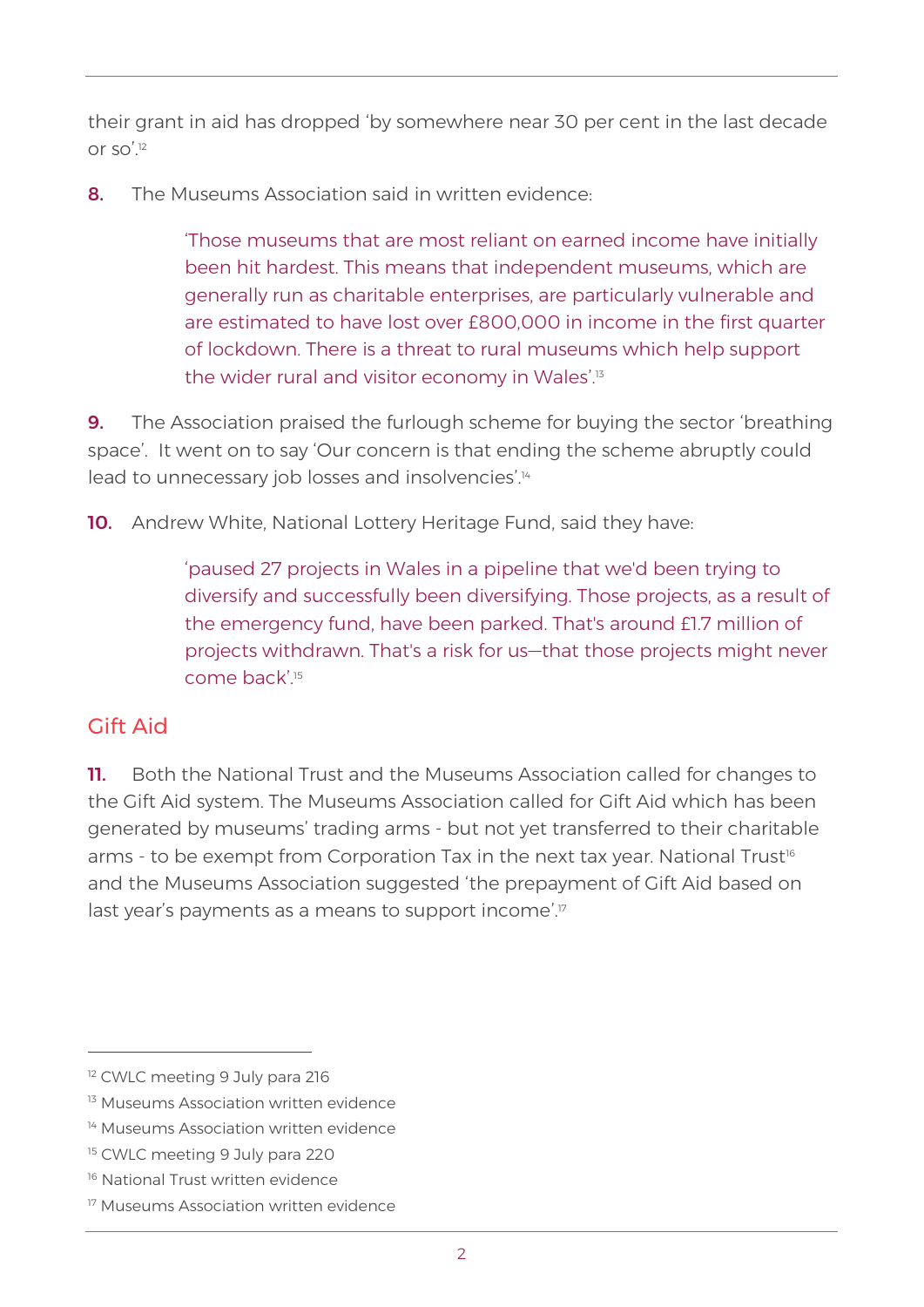their grant in aid has dropped 'by somewhere near 30 per cent in the last decade or so'.[12]

**8.** The Museums Association said in written evidence:

> 'Those museums that are most reliant on earned income have initially been hit hardest. This means that independent museums, which are generally run as charitable enterprises, are particularly vulnerable and are estimated to have lost over £800,000 in income in the first quarter of lockdown. There is a threat to rural museums which help support the wider rural and visitor economy in Wales'.[13]

**9.** The Association praised the furlough scheme for buying the sector 'breathing space'. It went on to say 'Our concern is that ending the scheme abruptly could lead to unnecessary job losses and insolvencies'.[14]

**10.** Andrew White, National Lottery Heritage Fund, said they have:

> 'paused 27 projects in Wales in a pipeline that we'd been trying to diversify and successfully been diversifying. Those projects, as a result of the emergency fund, have been parked. That's around £1.7 million of projects withdrawn. That's a risk for us—that those projects might never come back'.[15]

## Gift Aid

**11.** Both the National Trust and the Museums Association called for changes to the Gift Aid system. The Museums Association called for Gift Aid which has been generated by museums' trading arms - but not yet transferred to their charitable arms - to be exempt from Corporation Tax in the next tax year. National Trust[16] and the Museums Association suggested 'the prepayment of Gift Aid based on last year's payments as a means to support income'.[17]

---

[12] CWLC meeting 9 July para 216
[13] Museums Association written evidence
[14] Museums Association written evidence
[15] CWLC meeting 9 July para 220
[16] National Trust written evidence
[17] Museums Association written evidence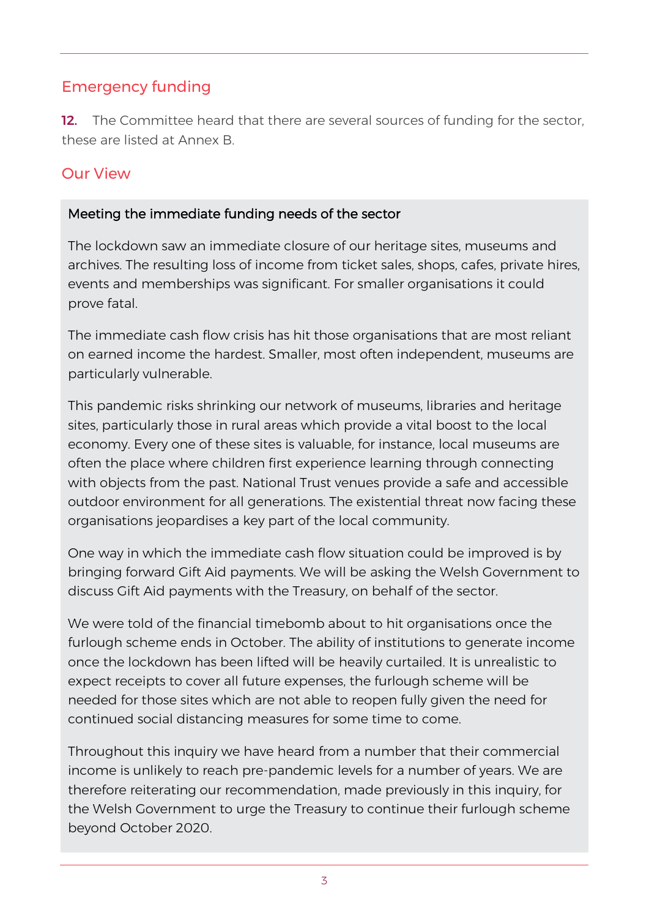## Emergency funding

**12.** The Committee heard that there are several sources of funding for the sector, these are listed at Annex B.

## Our View

**Meeting the immediate funding needs of the sector**

The lockdown saw an immediate closure of our heritage sites, museums and archives. The resulting loss of income from ticket sales, shops, cafes, private hires, events and memberships was significant. For smaller organisations it could prove fatal.

The immediate cash flow crisis has hit those organisations that are most reliant on earned income the hardest. Smaller, most often independent, museums are particularly vulnerable.

This pandemic risks shrinking our network of museums, libraries and heritage sites, particularly those in rural areas which provide a vital boost to the local economy. Every one of these sites is valuable, for instance, local museums are often the place where children first experience learning through connecting with objects from the past. National Trust venues provide a safe and accessible outdoor environment for all generations. The existential threat now facing these organisations jeopardises a key part of the local community.

One way in which the immediate cash flow situation could be improved is by bringing forward Gift Aid payments. We will be asking the Welsh Government to discuss Gift Aid payments with the Treasury, on behalf of the sector.

We were told of the financial timebomb about to hit organisations once the furlough scheme ends in October. The ability of institutions to generate income once the lockdown has been lifted will be heavily curtailed. It is unrealistic to expect receipts to cover all future expenses, the furlough scheme will be needed for those sites which are not able to reopen fully given the need for continued social distancing measures for some time to come.

Throughout this inquiry we have heard from a number that their commercial income is unlikely to reach pre-pandemic levels for a number of years. We are therefore reiterating our recommendation, made previously in this inquiry, for the Welsh Government to urge the Treasury to continue their furlough scheme beyond October 2020.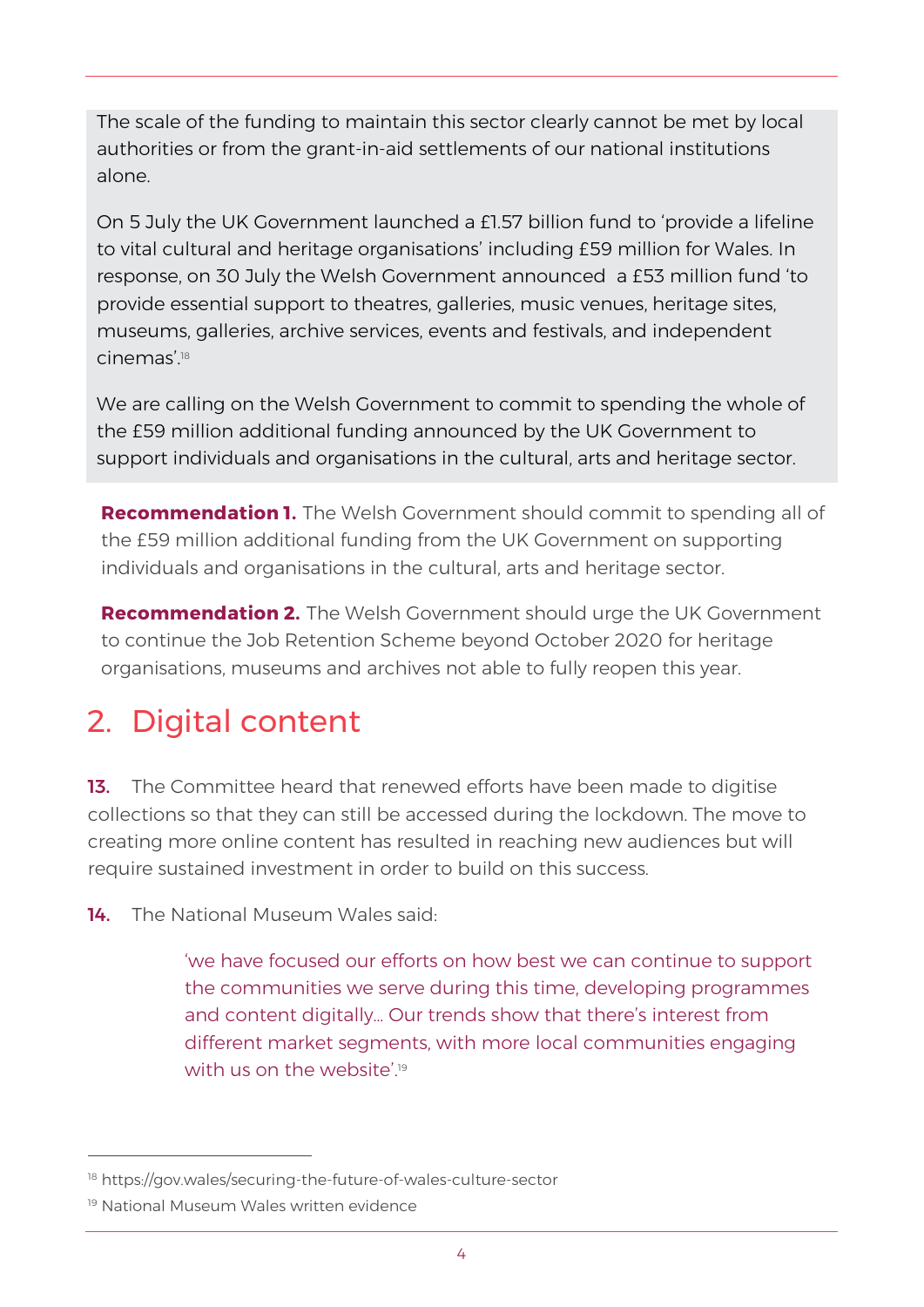The scale of the funding to maintain this sector clearly cannot be met by local authorities or from the grant-in-aid settlements of our national institutions alone.

On 5 July the UK Government launched a £1.57 billion fund to 'provide a lifeline to vital cultural and heritage organisations' including £59 million for Wales. In response, on 30 July the Welsh Government announced a £53 million fund 'to provide essential support to theatres, galleries, music venues, heritage sites, museums, galleries, archive services, events and festivals, and independent cinemas'.[18]

We are calling on the Welsh Government to commit to spending the whole of the £59 million additional funding announced by the UK Government to support individuals and organisations in the cultural, arts and heritage sector.

**Recommendation 1.** The Welsh Government should commit to spending all of the £59 million additional funding from the UK Government on supporting individuals and organisations in the cultural, arts and heritage sector.

**Recommendation 2.** The Welsh Government should urge the UK Government to continue the Job Retention Scheme beyond October 2020 for heritage organisations, museums and archives not able to fully reopen this year.

## 2. Digital content

**13.** The Committee heard that renewed efforts have been made to digitise collections so that they can still be accessed during the lockdown. The move to creating more online content has resulted in reaching new audiences but will require sustained investment in order to build on this success.

**14.** The National Museum Wales said:

> 'we have focused our efforts on how best we can continue to support the communities we serve during this time, developing programmes and content digitally… Our trends show that there's interest from different market segments, with more local communities engaging with us on the website'.[19]

---

[18] https://gov.wales/securing-the-future-of-wales-culture-sector

[19] National Museum Wales written evidence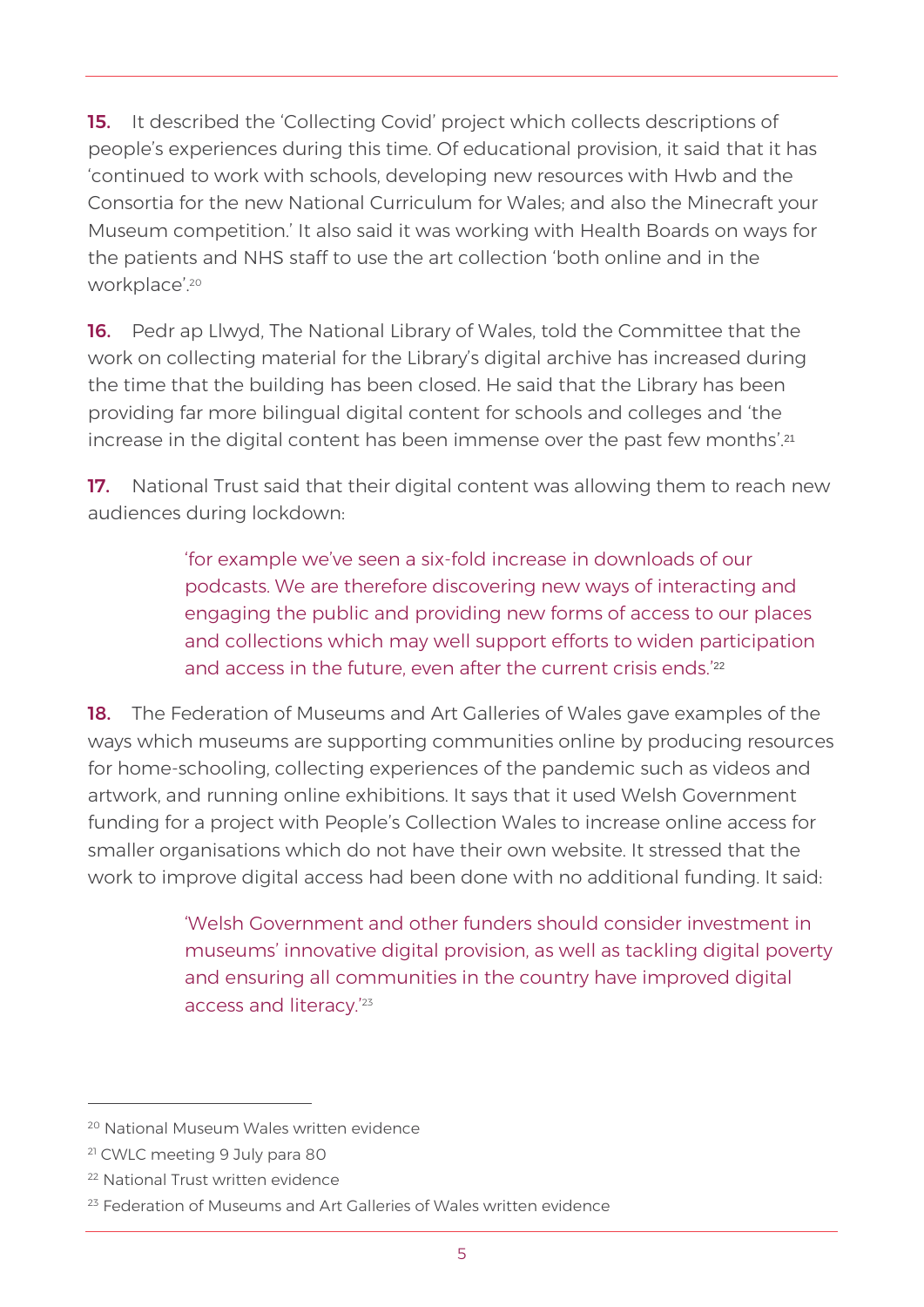**15.** It described the 'Collecting Covid' project which collects descriptions of people's experiences during this time. Of educational provision, it said that it has 'continued to work with schools, developing new resources with Hwb and the Consortia for the new National Curriculum for Wales; and also the Minecraft your Museum competition.' It also said it was working with Health Boards on ways for the patients and NHS staff to use the art collection 'both online and in the workplace'.[20]

**16.** Pedr ap Llwyd, The National Library of Wales, told the Committee that the work on collecting material for the Library's digital archive has increased during the time that the building has been closed. He said that the Library has been providing far more bilingual digital content for schools and colleges and 'the increase in the digital content has been immense over the past few months'.[21]

**17.** National Trust said that their digital content was allowing them to reach new audiences during lockdown:

> 'for example we've seen a six-fold increase in downloads of our podcasts. We are therefore discovering new ways of interacting and engaging the public and providing new forms of access to our places and collections which may well support efforts to widen participation and access in the future, even after the current crisis ends.'[22]

**18.** The Federation of Museums and Art Galleries of Wales gave examples of the ways which museums are supporting communities online by producing resources for home-schooling, collecting experiences of the pandemic such as videos and artwork, and running online exhibitions. It says that it used Welsh Government funding for a project with People's Collection Wales to increase online access for smaller organisations which do not have their own website. It stressed that the work to improve digital access had been done with no additional funding. It said:

> 'Welsh Government and other funders should consider investment in museums' innovative digital provision, as well as tackling digital poverty and ensuring all communities in the country have improved digital access and literacy.'[23]

---

[20] National Museum Wales written evidence

[21] CWLC meeting 9 July para 80

[22] National Trust written evidence

[23] Federation of Museums and Art Galleries of Wales written evidence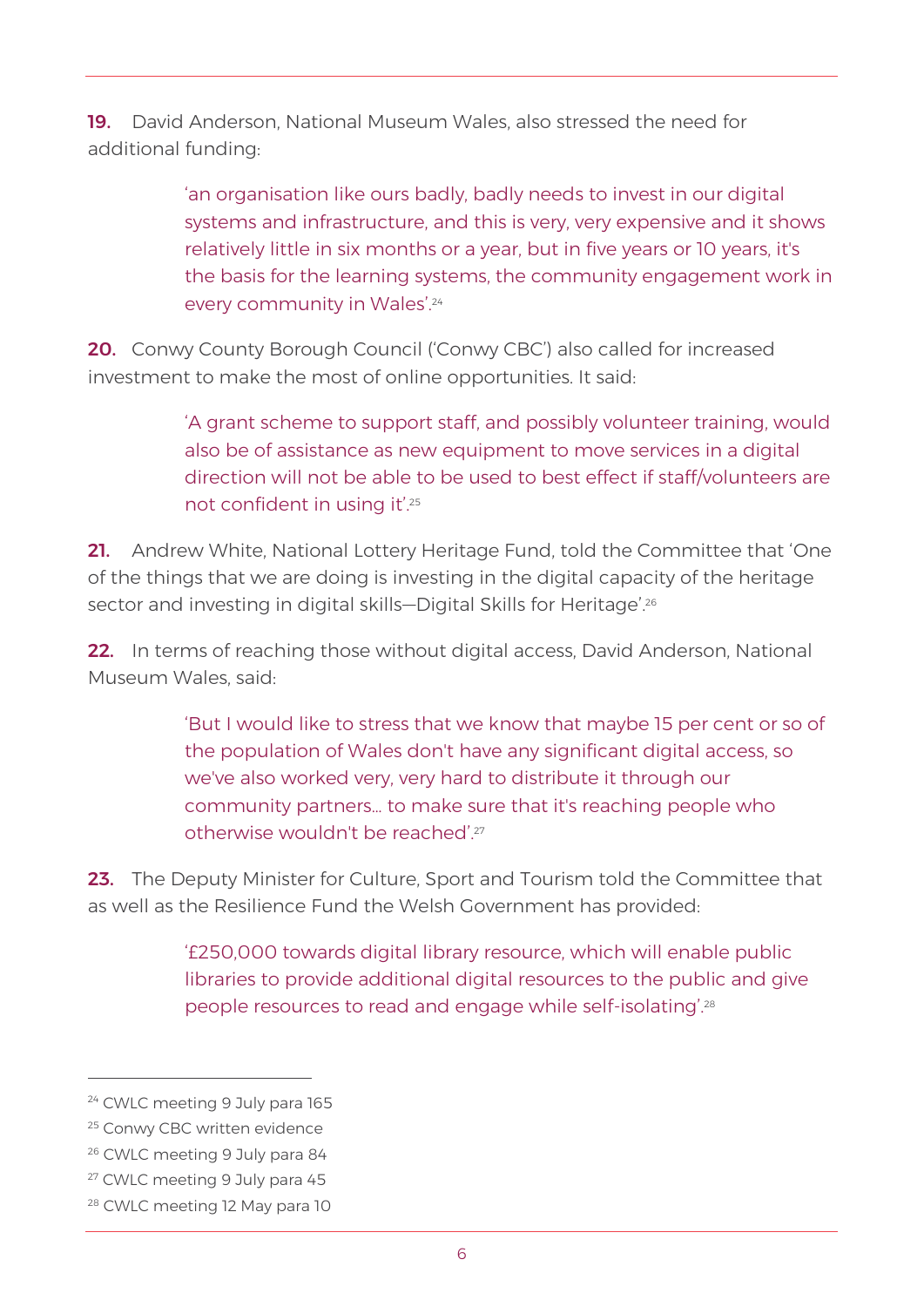**19.** David Anderson, National Museum Wales, also stressed the need for additional funding:

> 'an organisation like ours badly, badly needs to invest in our digital systems and infrastructure, and this is very, very expensive and it shows relatively little in six months or a year, but in five years or 10 years, it's the basis for the learning systems, the community engagement work in every community in Wales'.[24]

**20.** Conwy County Borough Council ('Conwy CBC') also called for increased investment to make the most of online opportunities. It said:

> 'A grant scheme to support staff, and possibly volunteer training, would also be of assistance as new equipment to move services in a digital direction will not be able to be used to best effect if staff/volunteers are not confident in using it'.[25]

**21.** Andrew White, National Lottery Heritage Fund, told the Committee that 'One of the things that we are doing is investing in the digital capacity of the heritage sector and investing in digital skills—Digital Skills for Heritage'.[26]

**22.** In terms of reaching those without digital access, David Anderson, National Museum Wales, said:

> 'But I would like to stress that we know that maybe 15 per cent or so of the population of Wales don't have any significant digital access, so we've also worked very, very hard to distribute it through our community partners… to make sure that it's reaching people who otherwise wouldn't be reached'.[27]

**23.** The Deputy Minister for Culture, Sport and Tourism told the Committee that as well as the Resilience Fund the Welsh Government has provided:

> '£250,000 towards digital library resource, which will enable public libraries to provide additional digital resources to the public and give people resources to read and engage while self-isolating'.[28]

---

[24] CWLC meeting 9 July para 165

[25] Conwy CBC written evidence

[26] CWLC meeting 9 July para 84

[27] CWLC meeting 9 July para 45

[28] CWLC meeting 12 May para 10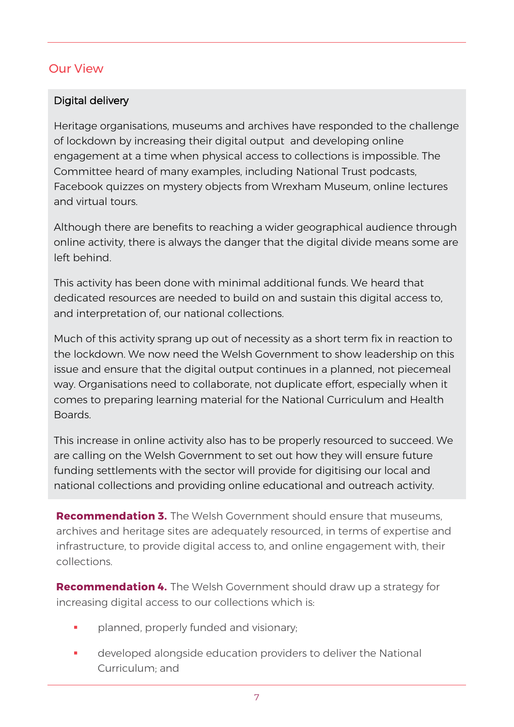## Our View

### Digital delivery

Heritage organisations, museums and archives have responded to the challenge of lockdown by increasing their digital output and developing online engagement at a time when physical access to collections is impossible. The Committee heard of many examples, including National Trust podcasts, Facebook quizzes on mystery objects from Wrexham Museum, online lectures and virtual tours.

Although there are benefits to reaching a wider geographical audience through online activity, there is always the danger that the digital divide means some are left behind.

This activity has been done with minimal additional funds. We heard that dedicated resources are needed to build on and sustain this digital access to, and interpretation of, our national collections.

Much of this activity sprang up out of necessity as a short term fix in reaction to the lockdown. We now need the Welsh Government to show leadership on this issue and ensure that the digital output continues in a planned, not piecemeal way. Organisations need to collaborate, not duplicate effort, especially when it comes to preparing learning material for the National Curriculum and Health Boards.

This increase in online activity also has to be properly resourced to succeed. We are calling on the Welsh Government to set out how they will ensure future funding settlements with the sector will provide for digitising our local and national collections and providing online educational and outreach activity.

**Recommendation 3.** The Welsh Government should ensure that museums, archives and heritage sites are adequately resourced, in terms of expertise and infrastructure, to provide digital access to, and online engagement with, their collections.

**Recommendation 4.** The Welsh Government should draw up a strategy for increasing digital access to our collections which is:

- planned, properly funded and visionary;
- developed alongside education providers to deliver the National Curriculum; and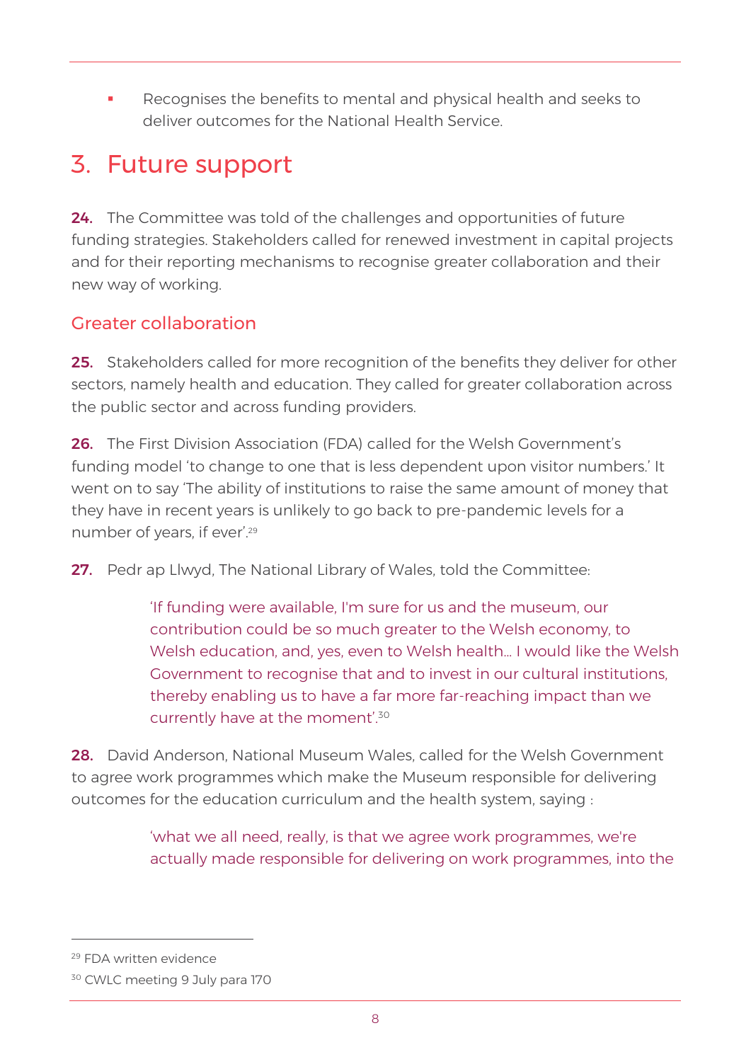- Recognises the benefits to mental and physical health and seeks to deliver outcomes for the National Health Service.

# 3. Future support

**24.** The Committee was told of the challenges and opportunities of future funding strategies. Stakeholders called for renewed investment in capital projects and for their reporting mechanisms to recognise greater collaboration and their new way of working.

## Greater collaboration

**25.** Stakeholders called for more recognition of the benefits they deliver for other sectors, namely health and education. They called for greater collaboration across the public sector and across funding providers.

**26.** The First Division Association (FDA) called for the Welsh Government's funding model 'to change to one that is less dependent upon visitor numbers.' It went on to say 'The ability of institutions to raise the same amount of money that they have in recent years is unlikely to go back to pre-pandemic levels for a number of years, if ever'.[29]

**27.** Pedr ap Llwyd, The National Library of Wales, told the Committee:

> 'If funding were available, I'm sure for us and the museum, our contribution could be so much greater to the Welsh economy, to Welsh education, and, yes, even to Welsh health… I would like the Welsh Government to recognise that and to invest in our cultural institutions, thereby enabling us to have a far more far-reaching impact than we currently have at the moment'.[30]

**28.** David Anderson, National Museum Wales, called for the Welsh Government to agree work programmes which make the Museum responsible for delivering outcomes for the education curriculum and the health system, saying :

> 'what we all need, really, is that we agree work programmes, we're actually made responsible for delivering on work programmes, into the

[29] FDA written evidence

[30] CWLC meeting 9 July para 170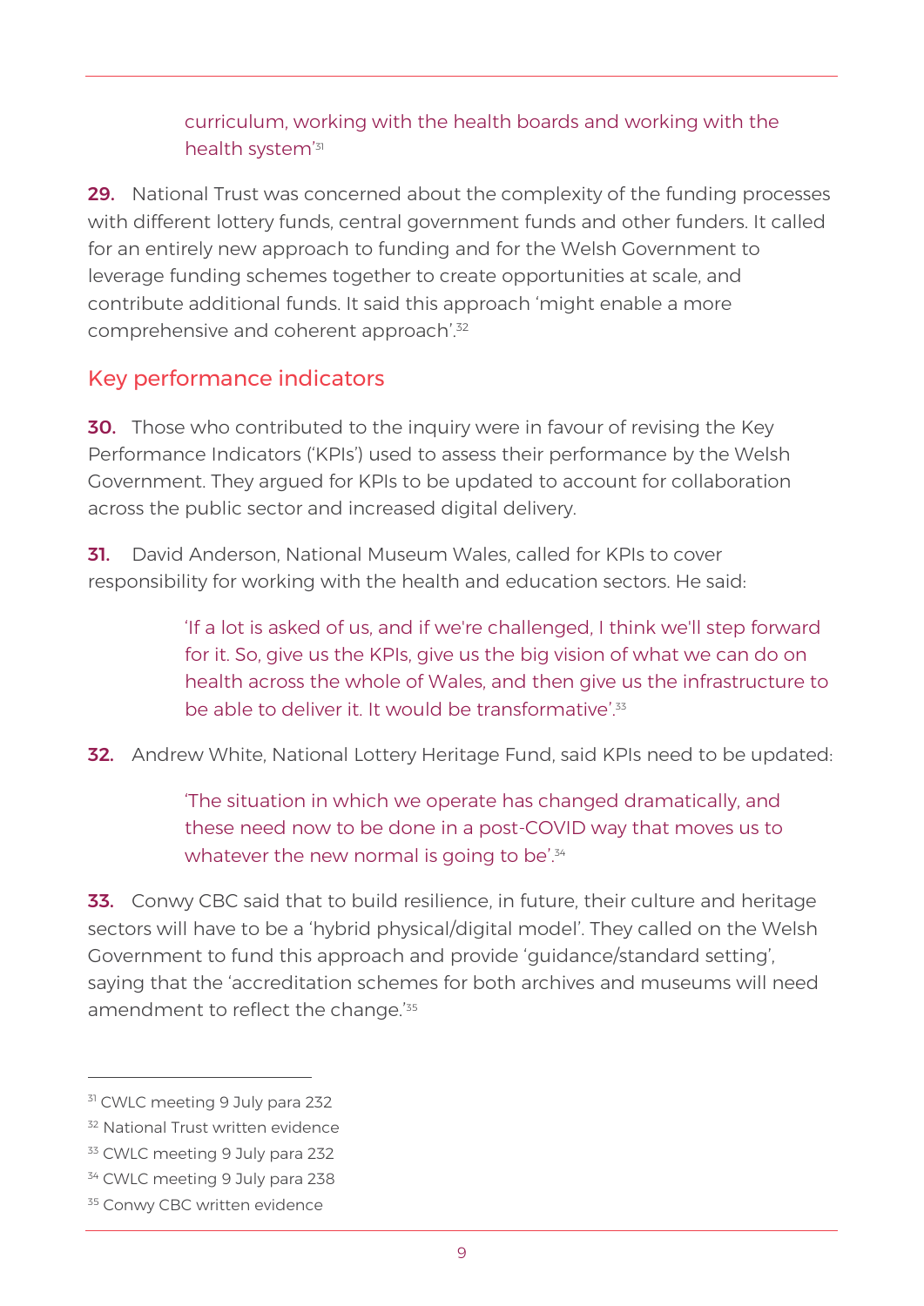> curriculum, working with the health boards and working with the health system'[31]

**29.** National Trust was concerned about the complexity of the funding processes with different lottery funds, central government funds and other funders. It called for an entirely new approach to funding and for the Welsh Government to leverage funding schemes together to create opportunities at scale, and contribute additional funds. It said this approach 'might enable a more comprehensive and coherent approach'.[32]

## Key performance indicators

**30.** Those who contributed to the inquiry were in favour of revising the Key Performance Indicators ('KPIs') used to assess their performance by the Welsh Government. They argued for KPIs to be updated to account for collaboration across the public sector and increased digital delivery.

**31.** David Anderson, National Museum Wales, called for KPIs to cover responsibility for working with the health and education sectors. He said:

> 'If a lot is asked of us, and if we're challenged, I think we'll step forward for it. So, give us the KPIs, give us the big vision of what we can do on health across the whole of Wales, and then give us the infrastructure to be able to deliver it. It would be transformative'.[33]

**32.** Andrew White, National Lottery Heritage Fund, said KPIs need to be updated:

> 'The situation in which we operate has changed dramatically, and these need now to be done in a post-COVID way that moves us to whatever the new normal is going to be'.[34]

**33.** Conwy CBC said that to build resilience, in future, their culture and heritage sectors will have to be a 'hybrid physical/digital model'. They called on the Welsh Government to fund this approach and provide 'guidance/standard setting', saying that the 'accreditation schemes for both archives and museums will need amendment to reflect the change.'[35]

---

[31] CWLC meeting 9 July para 232
[32] National Trust written evidence
[33] CWLC meeting 9 July para 232
[34] CWLC meeting 9 July para 238
[35] Conwy CBC written evidence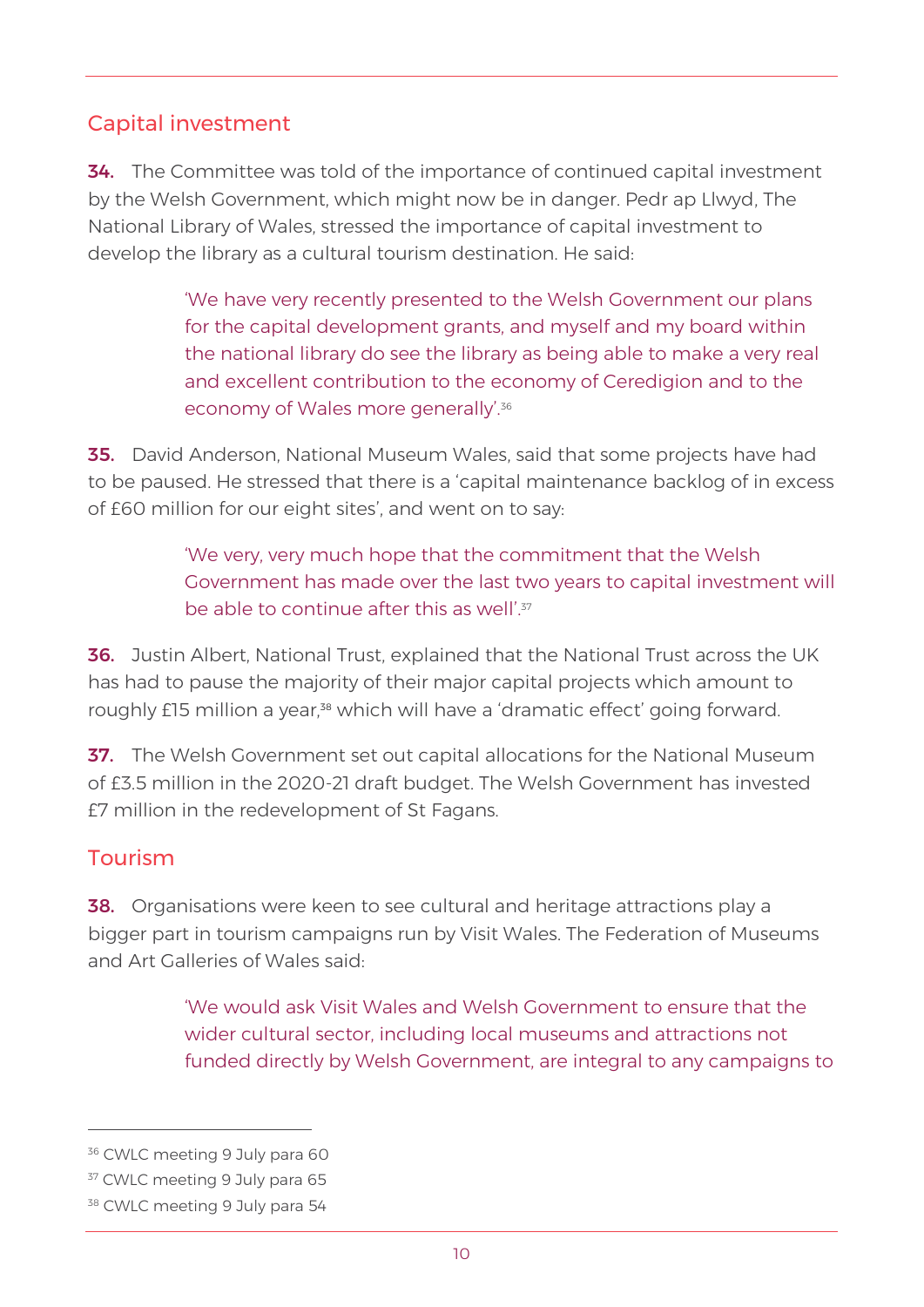## Capital investment

**34.** The Committee was told of the importance of continued capital investment by the Welsh Government, which might now be in danger. Pedr ap Llwyd, The National Library of Wales, stressed the importance of capital investment to develop the library as a cultural tourism destination. He said:

> 'We have very recently presented to the Welsh Government our plans for the capital development grants, and myself and my board within the national library do see the library as being able to make a very real and excellent contribution to the economy of Ceredigion and to the economy of Wales more generally'.[36]

**35.** David Anderson, National Museum Wales, said that some projects have had to be paused. He stressed that there is a 'capital maintenance backlog of in excess of £60 million for our eight sites', and went on to say:

> 'We very, very much hope that the commitment that the Welsh Government has made over the last two years to capital investment will be able to continue after this as well'.[37]

**36.** Justin Albert, National Trust, explained that the National Trust across the UK has had to pause the majority of their major capital projects which amount to roughly £15 million a year,[38] which will have a 'dramatic effect' going forward.

**37.** The Welsh Government set out capital allocations for the National Museum of £3.5 million in the 2020-21 draft budget. The Welsh Government has invested £7 million in the redevelopment of St Fagans.

## Tourism

**38.** Organisations were keen to see cultural and heritage attractions play a bigger part in tourism campaigns run by Visit Wales. The Federation of Museums and Art Galleries of Wales said:

> 'We would ask Visit Wales and Welsh Government to ensure that the wider cultural sector, including local museums and attractions not funded directly by Welsh Government, are integral to any campaigns to

---

[36] CWLC meeting 9 July para 60

[37] CWLC meeting 9 July para 65

[38] CWLC meeting 9 July para 54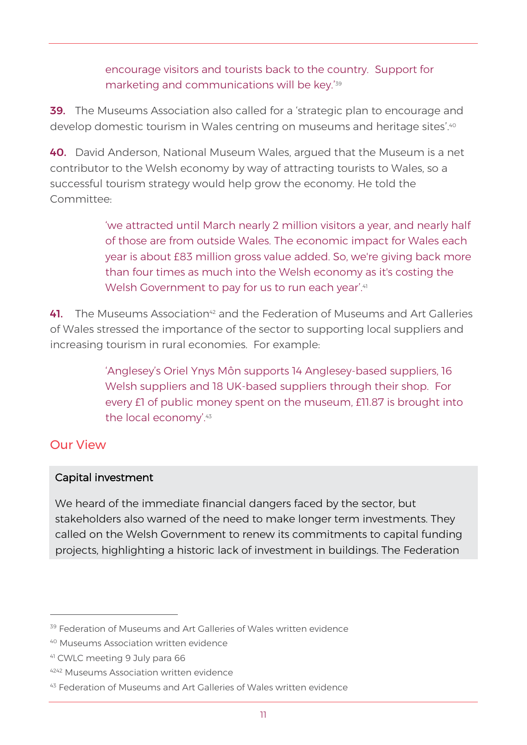> encourage visitors and tourists back to the country. Support for marketing and communications will be key.'[39]

**39.** The Museums Association also called for a 'strategic plan to encourage and develop domestic tourism in Wales centring on museums and heritage sites'.[40]

**40.** David Anderson, National Museum Wales, argued that the Museum is a net contributor to the Welsh economy by way of attracting tourists to Wales, so a successful tourism strategy would help grow the economy. He told the Committee:

> 'we attracted until March nearly 2 million visitors a year, and nearly half of those are from outside Wales. The economic impact for Wales each year is about £83 million gross value added. So, we're giving back more than four times as much into the Welsh economy as it's costing the Welsh Government to pay for us to run each year'.[41]

**41.** The Museums Association[42] and the Federation of Museums and Art Galleries of Wales stressed the importance of the sector to supporting local suppliers and increasing tourism in rural economies. For example:

> 'Anglesey's Oriel Ynys Môn supports 14 Anglesey-based suppliers, 16 Welsh suppliers and 18 UK-based suppliers through their shop. For every £1 of public money spent on the museum, £11.87 is brought into the local economy'.[43]

## Our View

**Capital investment**

We heard of the immediate financial dangers faced by the sector, but stakeholders also warned of the need to make longer term investments. They called on the Welsh Government to renew its commitments to capital funding projects, highlighting a historic lack of investment in buildings. The Federation

---

[39] Federation of Museums and Art Galleries of Wales written evidence

[40] Museums Association written evidence

[41] CWLC meeting 9 July para 66

[4242] Museums Association written evidence

[43] Federation of Museums and Art Galleries of Wales written evidence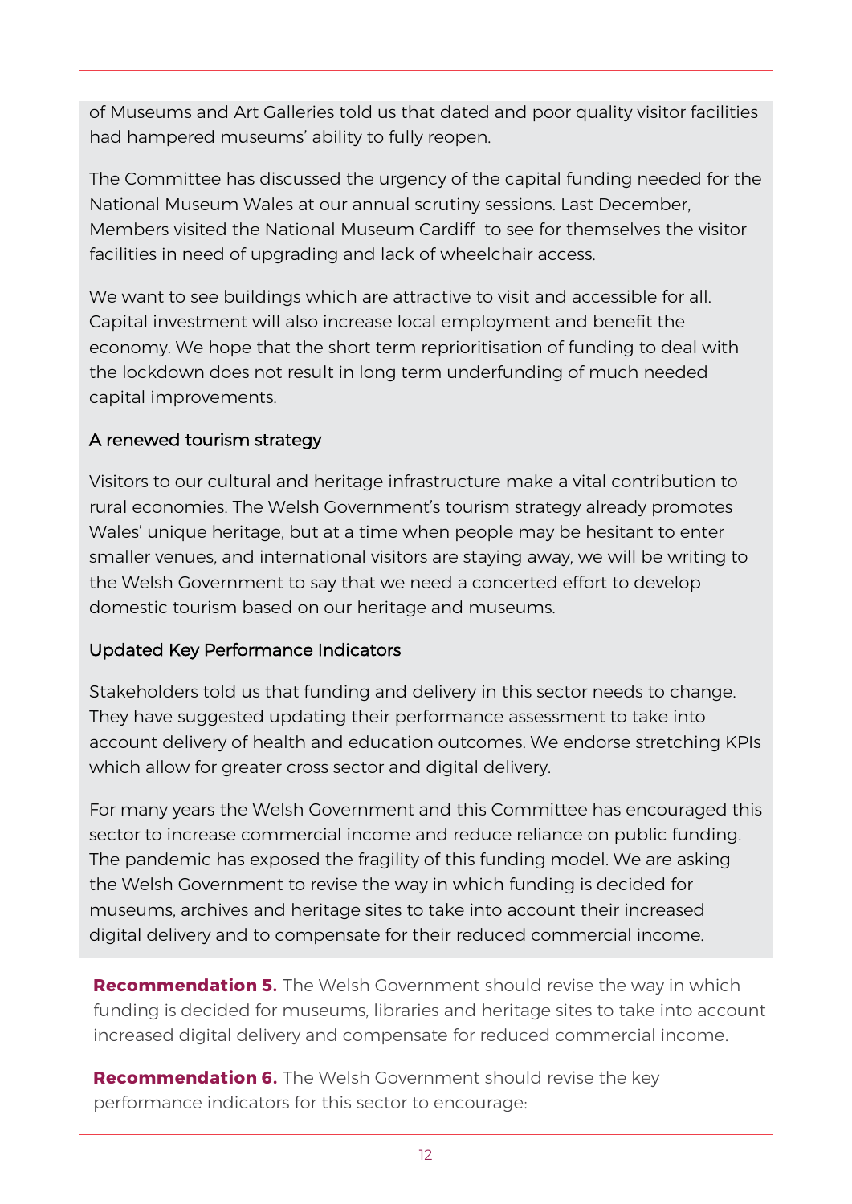of Museums and Art Galleries told us that dated and poor quality visitor facilities had hampered museums' ability to fully reopen.

The Committee has discussed the urgency of the capital funding needed for the National Museum Wales at our annual scrutiny sessions. Last December, Members visited the National Museum Cardiff to see for themselves the visitor facilities in need of upgrading and lack of wheelchair access.

We want to see buildings which are attractive to visit and accessible for all. Capital investment will also increase local employment and benefit the economy. We hope that the short term reprioritisation of funding to deal with the lockdown does not result in long term underfunding of much needed capital improvements.

### A renewed tourism strategy

Visitors to our cultural and heritage infrastructure make a vital contribution to rural economies. The Welsh Government's tourism strategy already promotes Wales' unique heritage, but at a time when people may be hesitant to enter smaller venues, and international visitors are staying away, we will be writing to the Welsh Government to say that we need a concerted effort to develop domestic tourism based on our heritage and museums.

### Updated Key Performance Indicators

Stakeholders told us that funding and delivery in this sector needs to change. They have suggested updating their performance assessment to take into account delivery of health and education outcomes. We endorse stretching KPIs which allow for greater cross sector and digital delivery.

For many years the Welsh Government and this Committee has encouraged this sector to increase commercial income and reduce reliance on public funding. The pandemic has exposed the fragility of this funding model. We are asking the Welsh Government to revise the way in which funding is decided for museums, archives and heritage sites to take into account their increased digital delivery and to compensate for their reduced commercial income.

**Recommendation 5.** The Welsh Government should revise the way in which funding is decided for museums, libraries and heritage sites to take into account increased digital delivery and compensate for reduced commercial income.

**Recommendation 6.** The Welsh Government should revise the key performance indicators for this sector to encourage: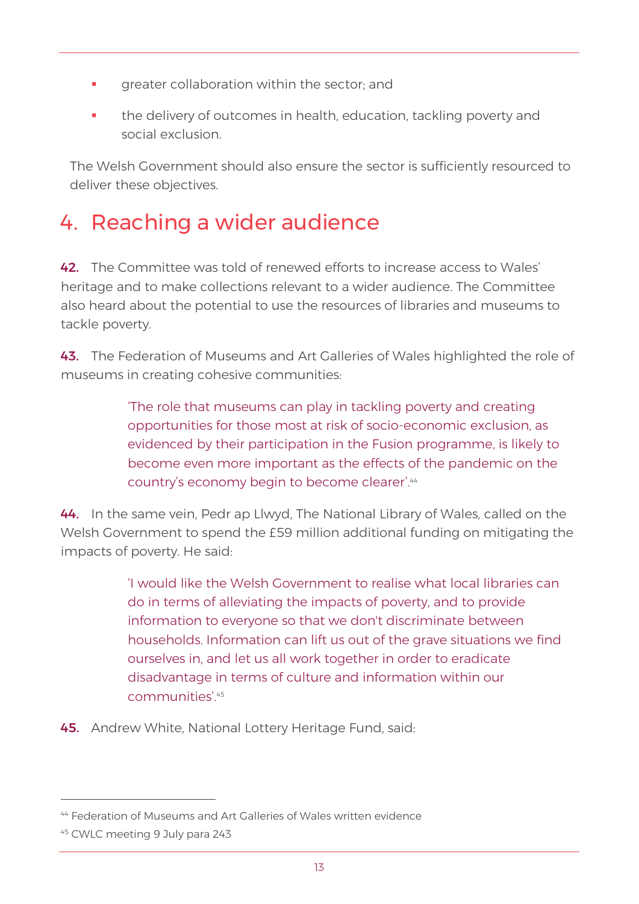- greater collaboration within the sector; and
- the delivery of outcomes in health, education, tackling poverty and social exclusion.

The Welsh Government should also ensure the sector is sufficiently resourced to deliver these objectives.

# 4. Reaching a wider audience

**42.** The Committee was told of renewed efforts to increase access to Wales' heritage and to make collections relevant to a wider audience. The Committee also heard about the potential to use the resources of libraries and museums to tackle poverty.

**43.** The Federation of Museums and Art Galleries of Wales highlighted the role of museums in creating cohesive communities:

> 'The role that museums can play in tackling poverty and creating opportunities for those most at risk of socio-economic exclusion, as evidenced by their participation in the Fusion programme, is likely to become even more important as the effects of the pandemic on the country's economy begin to become clearer'.[44]

**44.** In the same vein, Pedr ap Llwyd, The National Library of Wales, called on the Welsh Government to spend the £59 million additional funding on mitigating the impacts of poverty. He said:

> 'I would like the Welsh Government to realise what local libraries can do in terms of alleviating the impacts of poverty, and to provide information to everyone so that we don't discriminate between households. Information can lift us out of the grave situations we find ourselves in, and let us all work together in order to eradicate disadvantage in terms of culture and information within our communities'.[45]

**45.** Andrew White, National Lottery Heritage Fund, said:

---

[44] Federation of Museums and Art Galleries of Wales written evidence

[45] CWLC meeting 9 July para 243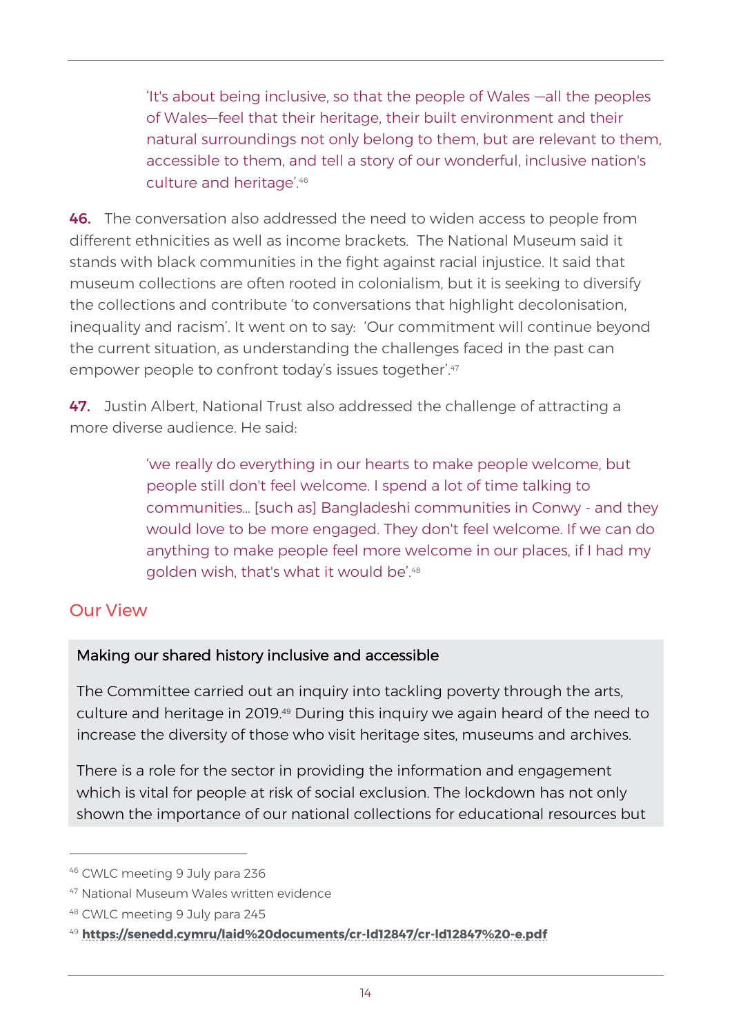> 'It's about being inclusive, so that the people of Wales —all the peoples of Wales—feel that their heritage, their built environment and their natural surroundings not only belong to them, but are relevant to them, accessible to them, and tell a story of our wonderful, inclusive nation's culture and heritage'.[46]

**46.** The conversation also addressed the need to widen access to people from different ethnicities as well as income brackets. The National Museum said it stands with black communities in the fight against racial injustice. It said that museum collections are often rooted in colonialism, but it is seeking to diversify the collections and contribute 'to conversations that highlight decolonisation, inequality and racism'. It went on to say: 'Our commitment will continue beyond the current situation, as understanding the challenges faced in the past can empower people to confront today's issues together'.[47]

**47.** Justin Albert, National Trust also addressed the challenge of attracting a more diverse audience. He said:

> 'we really do everything in our hearts to make people welcome, but people still don't feel welcome. I spend a lot of time talking to communities… [such as] Bangladeshi communities in Conwy - and they would love to be more engaged. They don't feel welcome. If we can do anything to make people feel more welcome in our places, if I had my golden wish, that's what it would be'.[48]

## Our View

### Making our shared history inclusive and accessible

The Committee carried out an inquiry into tackling poverty through the arts, culture and heritage in 2019.[49] During this inquiry we again heard of the need to increase the diversity of those who visit heritage sites, museums and archives.

There is a role for the sector in providing the information and engagement which is vital for people at risk of social exclusion. The lockdown has not only shown the importance of our national collections for educational resources but

---

[46] CWLC meeting 9 July para 236

[47] National Museum Wales written evidence

[48] CWLC meeting 9 July para 245

[49] **https://senedd.cymru/laid%20documents/cr-ld12847/cr-ld12847%20-e.pdf**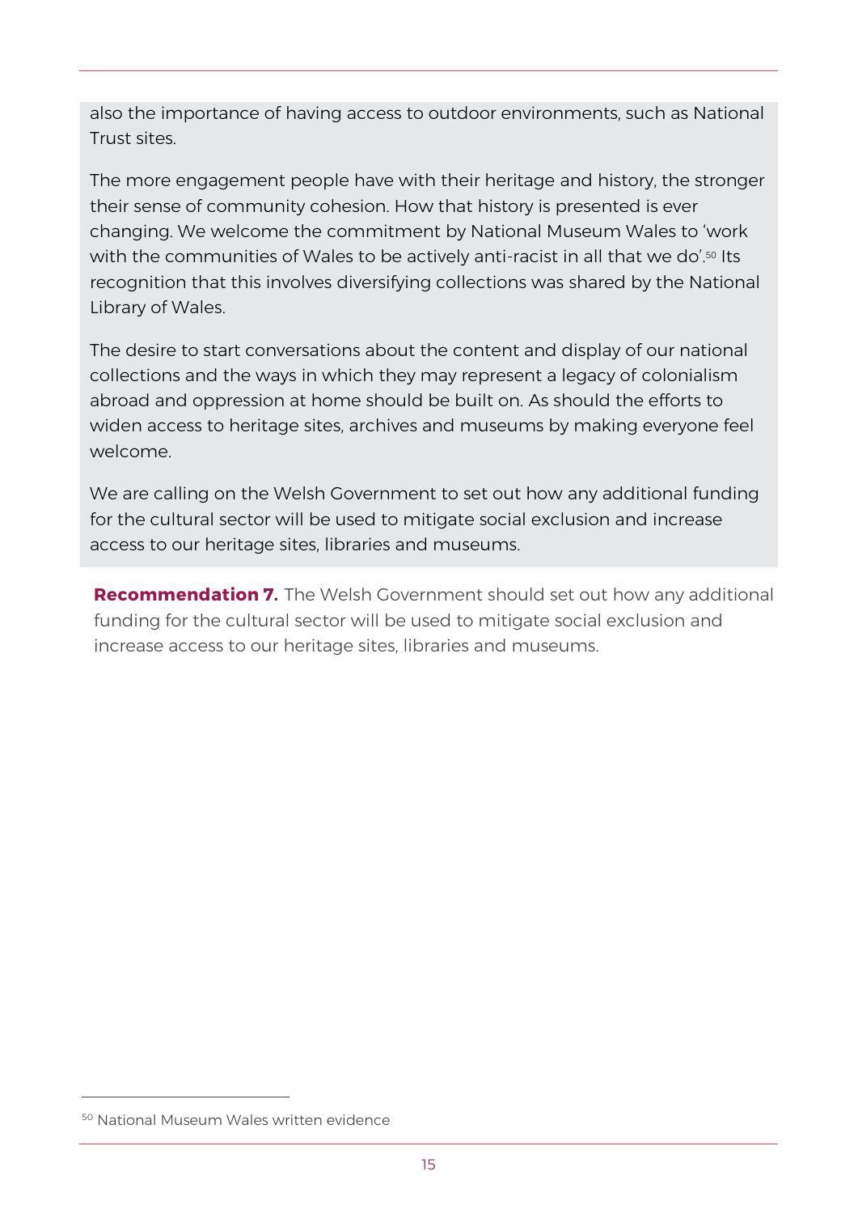also the importance of having access to outdoor environments, such as National Trust sites.

The more engagement people have with their heritage and history, the stronger their sense of community cohesion. How that history is presented is ever changing. We welcome the commitment by National Museum Wales to 'work with the communities of Wales to be actively anti-racist in all that we do'.[50] Its recognition that this involves diversifying collections was shared by the National Library of Wales.

The desire to start conversations about the content and display of our national collections and the ways in which they may represent a legacy of colonialism abroad and oppression at home should be built on. As should the efforts to widen access to heritage sites, archives and museums by making everyone feel welcome.

We are calling on the Welsh Government to set out how any additional funding for the cultural sector will be used to mitigate social exclusion and increase access to our heritage sites, libraries and museums.

**Recommendation 7.** The Welsh Government should set out how any additional funding for the cultural sector will be used to mitigate social exclusion and increase access to our heritage sites, libraries and museums.

[50] National Museum Wales written evidence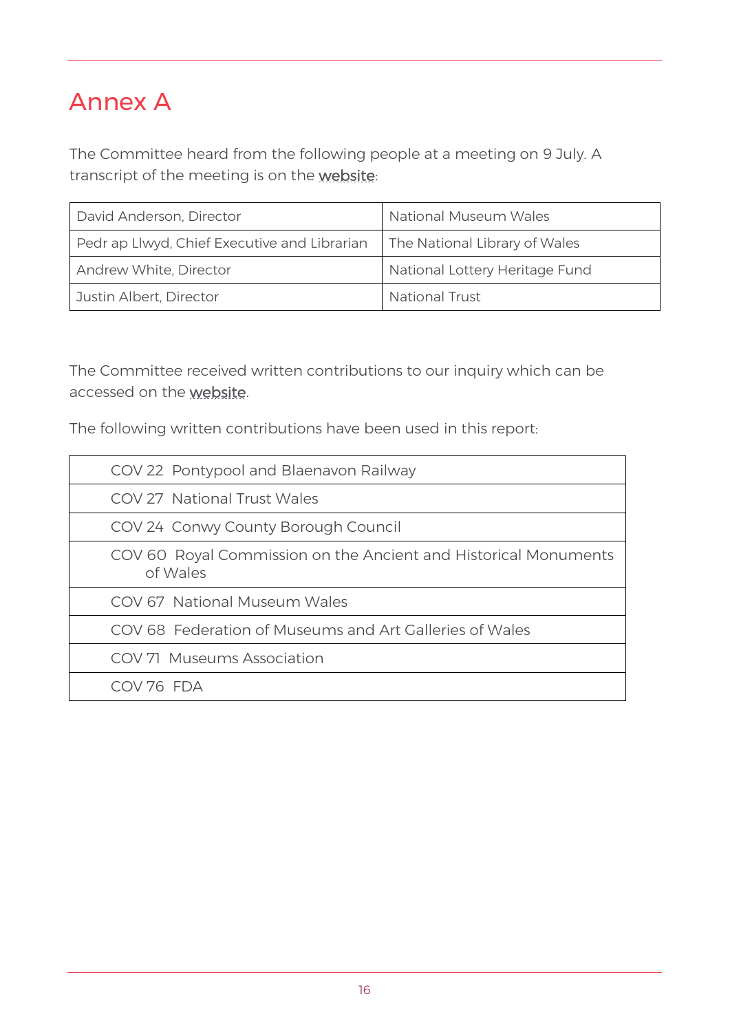# Annex A

The Committee heard from the following people at a meeting on 9 July. A transcript of the meeting is on the website:

| | |
|---|---|
| David Anderson, Director | National Museum Wales |
| Pedr ap Llwyd, Chief Executive and Librarian | The National Library of Wales |
| Andrew White, Director | National Lottery Heritage Fund |
| Justin Albert, Director | National Trust |

The Committee received written contributions to our inquiry which can be accessed on the website.

The following written contributions have been used in this report:

| |
|---|
| COV 22 Pontypool and Blaenavon Railway |
| COV 27 National Trust Wales |
| COV 24 Conwy County Borough Council |
| COV 60 Royal Commission on the Ancient and Historical Monuments of Wales |
| COV 67 National Museum Wales |
| COV 68 Federation of Museums and Art Galleries of Wales |
| COV 71 Museums Association |
| COV 76 FDA |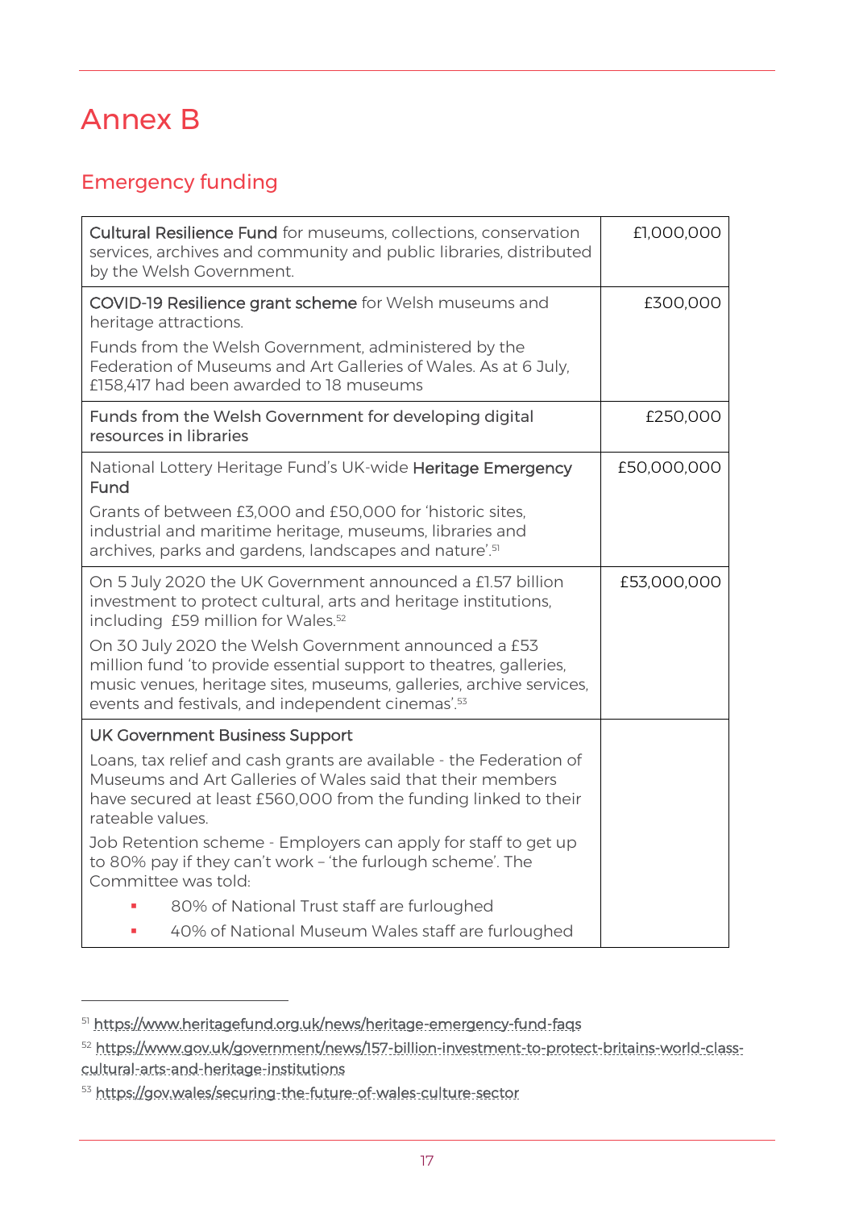# Annex B

## Emergency funding

| Description | Amount |
|---|---|
| **Cultural Resilience Fund** for museums, collections, conservation services, archives and community and public libraries, distributed by the Welsh Government. | £1,000,000 |
| **COVID-19 Resilience grant scheme** for Welsh museums and heritage attractions.<br><br>Funds from the Welsh Government, administered by the Federation of Museums and Art Galleries of Wales. As at 6 July, £158,417 had been awarded to 18 museums | £300,000 |
| Funds from the Welsh Government for developing digital resources in libraries | £250,000 |
| National Lottery Heritage Fund's UK-wide **Heritage Emergency Fund**<br><br>Grants of between £3,000 and £50,000 for 'historic sites, industrial and maritime heritage, museums, libraries and archives, parks and gardens, landscapes and nature'.[51] | £50,000,000 |
| On 5 July 2020 the UK Government announced a £1.57 billion investment to protect cultural, arts and heritage institutions, including £59 million for Wales.[52]<br><br>On 30 July 2020 the Welsh Government announced a £53 million fund 'to provide essential support to theatres, galleries, music venues, heritage sites, museums, galleries, archive services, events and festivals, and independent cinemas'.[53] | £53,000,000 |
| **UK Government Business Support**<br><br>Loans, tax relief and cash grants are available - the Federation of Museums and Art Galleries of Wales said that their members have secured at least £560,000 from the funding linked to their rateable values.<br><br>Job Retention scheme - Employers can apply for staff to get up to 80% pay if they can't work – 'the furlough scheme'. The Committee was told:<br>- 80% of National Trust staff are furloughed<br>- 40% of National Museum Wales staff are furloughed | |

[51] https://www.heritagefund.org.uk/news/heritage-emergency-fund-faqs

[52] https://www.gov.uk/government/news/157-billion-investment-to-protect-britains-world-class-cultural-arts-and-heritage-institutions

[53] https://gov.wales/securing-the-future-of-wales-culture-sector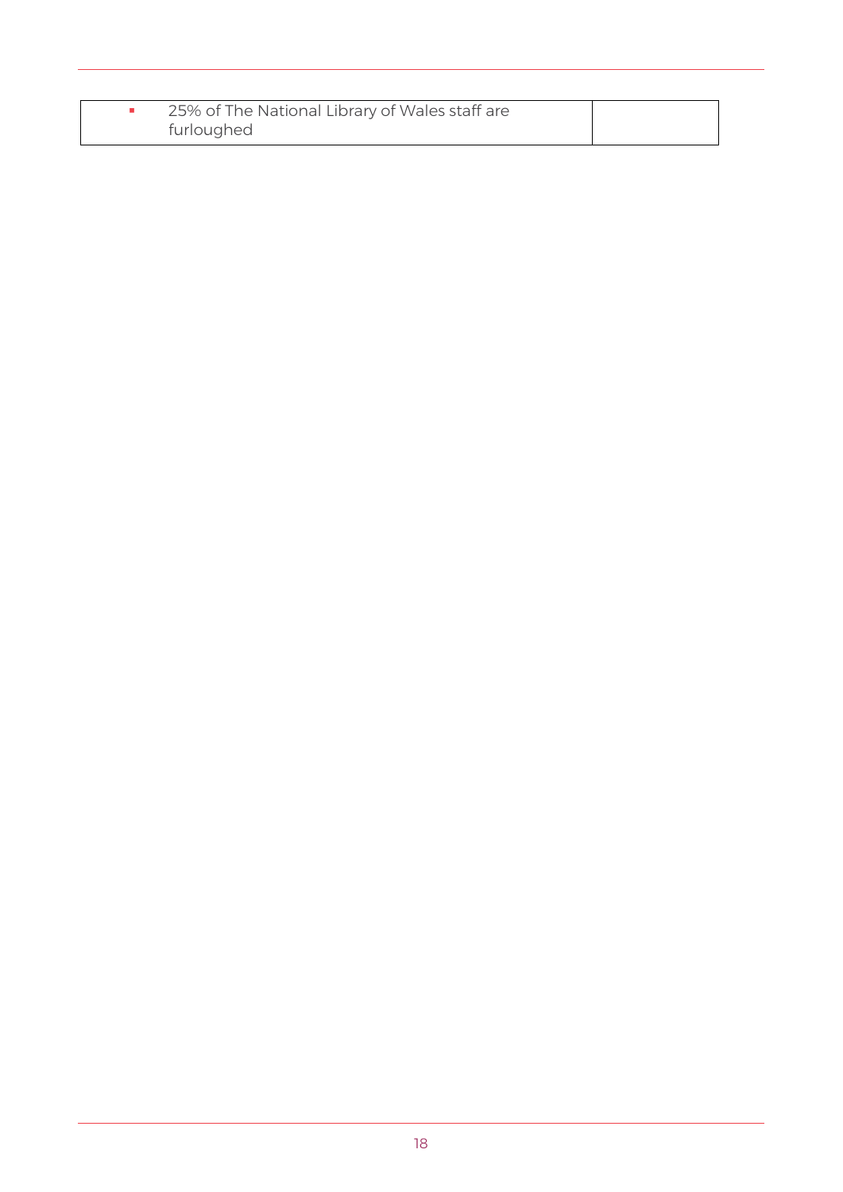| | |
|---|---|
| ▪ 25% of The National Library of Wales staff are furloughed | |